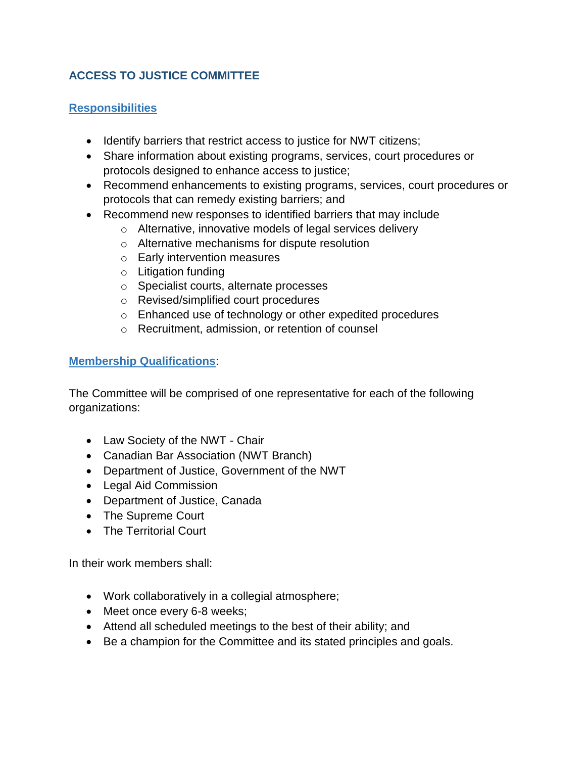# ACCESS TO JUSTICE COMMITTEE

## Responsibilities

- Identify barriers that restrict access to justice for NWT citizens;
- Share information about existing programs, services, court procedures or protocols designed to enhance access to justice;
- Recommend enhancements to existing programs, services, court procedures or protocols that can remedy existing barriers; and
- Recommend new responses to identified barriers that may include
  - Alternative, innovative models of legal services delivery
  - Alternative mechanisms for dispute resolution
  - Early intervention measures
  - Litigation funding
  - Specialist courts, alternate processes
  - Revised/simplified court procedures
  - Enhanced use of technology or other expedited procedures
  - Recruitment, admission, or retention of counsel

## Membership Qualifications:

The Committee will be comprised of one representative for each of the following organizations:

- Law Society of the NWT - Chair
- Canadian Bar Association (NWT Branch)
- Department of Justice, Government of the NWT
- Legal Aid Commission
- Department of Justice, Canada
- The Supreme Court
- The Territorial Court

In their work members shall:

- Work collaboratively in a collegial atmosphere;
- Meet once every 6-8 weeks;
- Attend all scheduled meetings to the best of their ability; and
- Be a champion for the Committee and its stated principles and goals.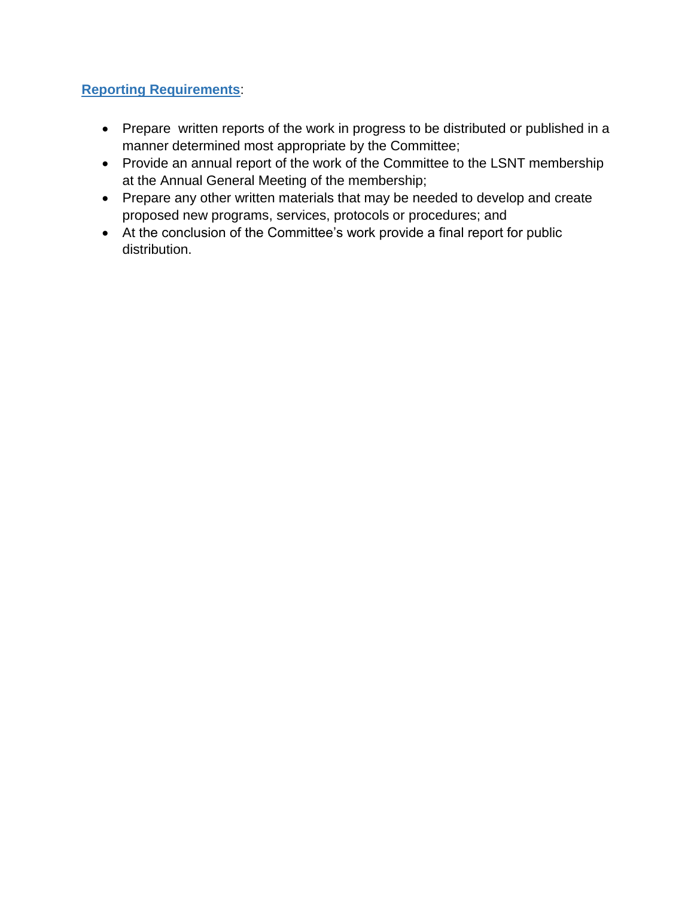**Reporting Requirements**:

- Prepare written reports of the work in progress to be distributed or published in a manner determined most appropriate by the Committee;
- Provide an annual report of the work of the Committee to the LSNT membership at the Annual General Meeting of the membership;
- Prepare any other written materials that may be needed to develop and create proposed new programs, services, protocols or procedures; and
- At the conclusion of the Committee's work provide a final report for public distribution.